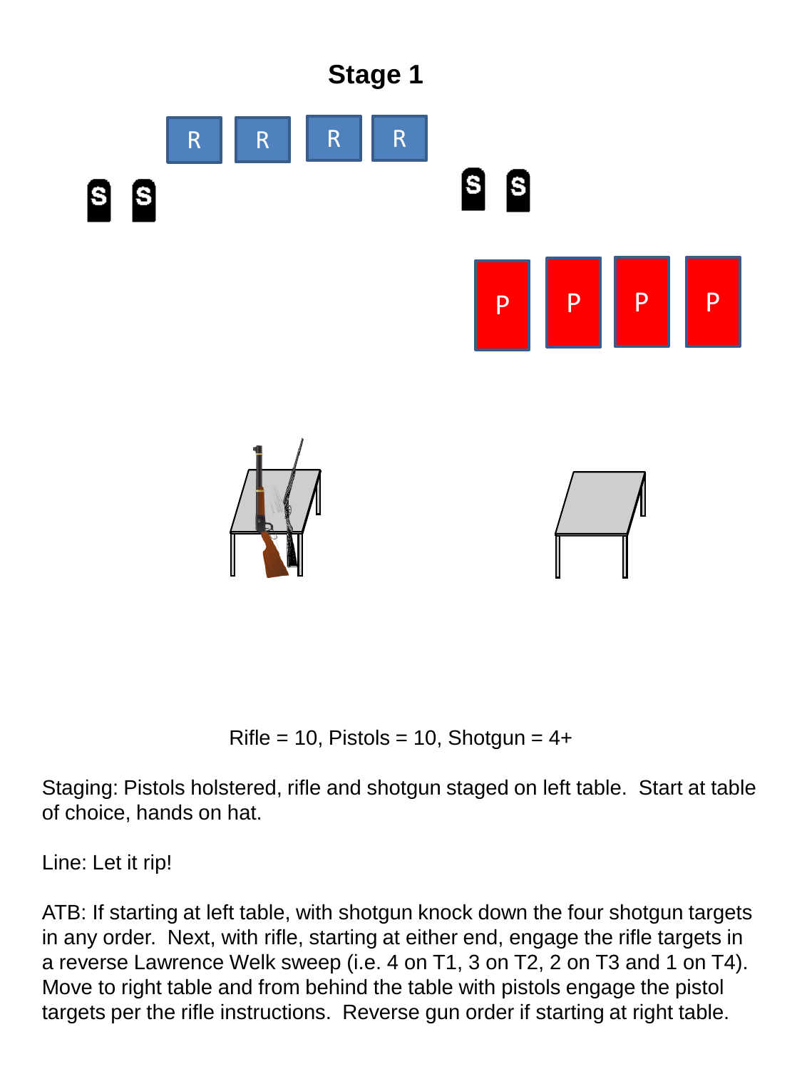# Stage 1

Rifle = 10, Pistols = 10, Shotgun = 4+

Staging: Pistols holstered, rifle and shotgun staged on left table. Start at table of choice, hands on hat.

Line: Let it rip!

ATB: If starting at left table, with shotgun knock down the four shotgun targets in any order. Next, with rifle, starting at either end, engage the rifle targets in a reverse Lawrence Welk sweep (i.e. 4 on T1, 3 on T2, 2 on T3 and 1 on T4). Move to right table and from behind the table with pistols engage the pistol targets per the rifle instructions. Reverse gun order if starting at right table.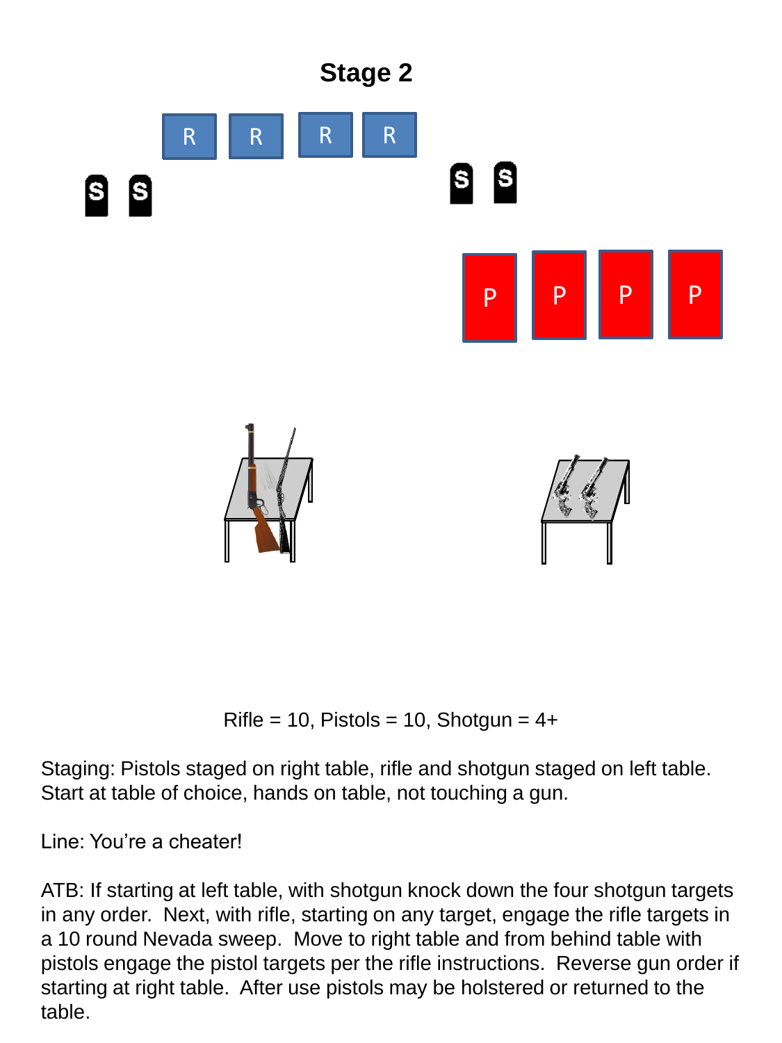# Stage 2

Rifle = 10, Pistols = 10, Shotgun = 4+

Staging: Pistols staged on right table, rifle and shotgun staged on left table. Start at table of choice, hands on table, not touching a gun.

Line: You're a cheater!

ATB: If starting at left table, with shotgun knock down the four shotgun targets in any order. Next, with rifle, starting on any target, engage the rifle targets in a 10 round Nevada sweep. Move to right table and from behind table with pistols engage the pistol targets per the rifle instructions. Reverse gun order if starting at right table. After use pistols may be holstered or returned to the table.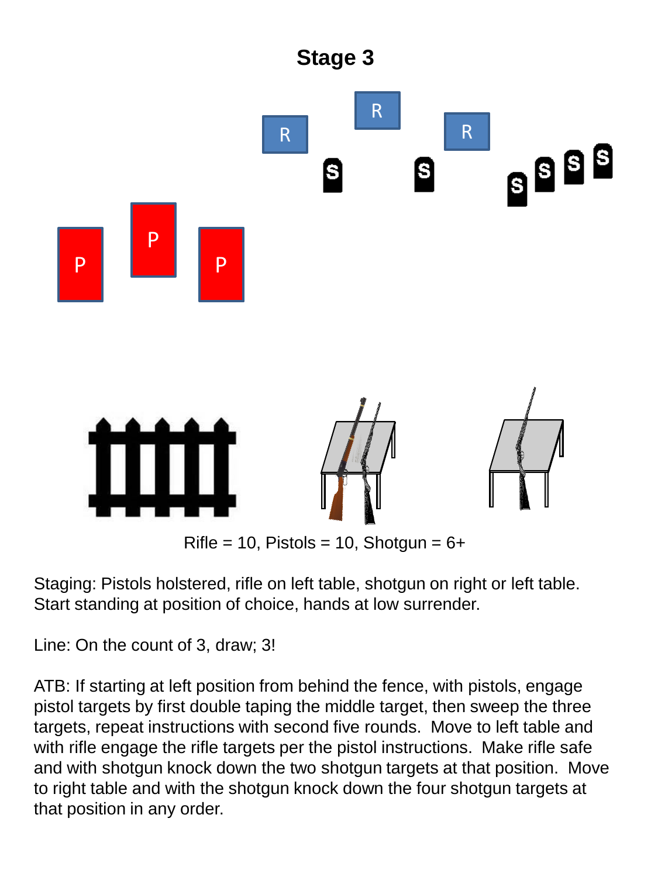# Stage 3

Rifle = 10, Pistols = 10, Shotgun = 6+

Staging: Pistols holstered, rifle on left table, shotgun on right or left table. Start standing at position of choice, hands at low surrender.

Line: On the count of 3, draw; 3!

ATB: If starting at left position from behind the fence, with pistols, engage pistol targets by first double taping the middle target, then sweep the three targets, repeat instructions with second five rounds. Move to left table and with rifle engage the rifle targets per the pistol instructions. Make rifle safe and with shotgun knock down the two shotgun targets at that position. Move to right table and with the shotgun knock down the four shotgun targets at that position in any order.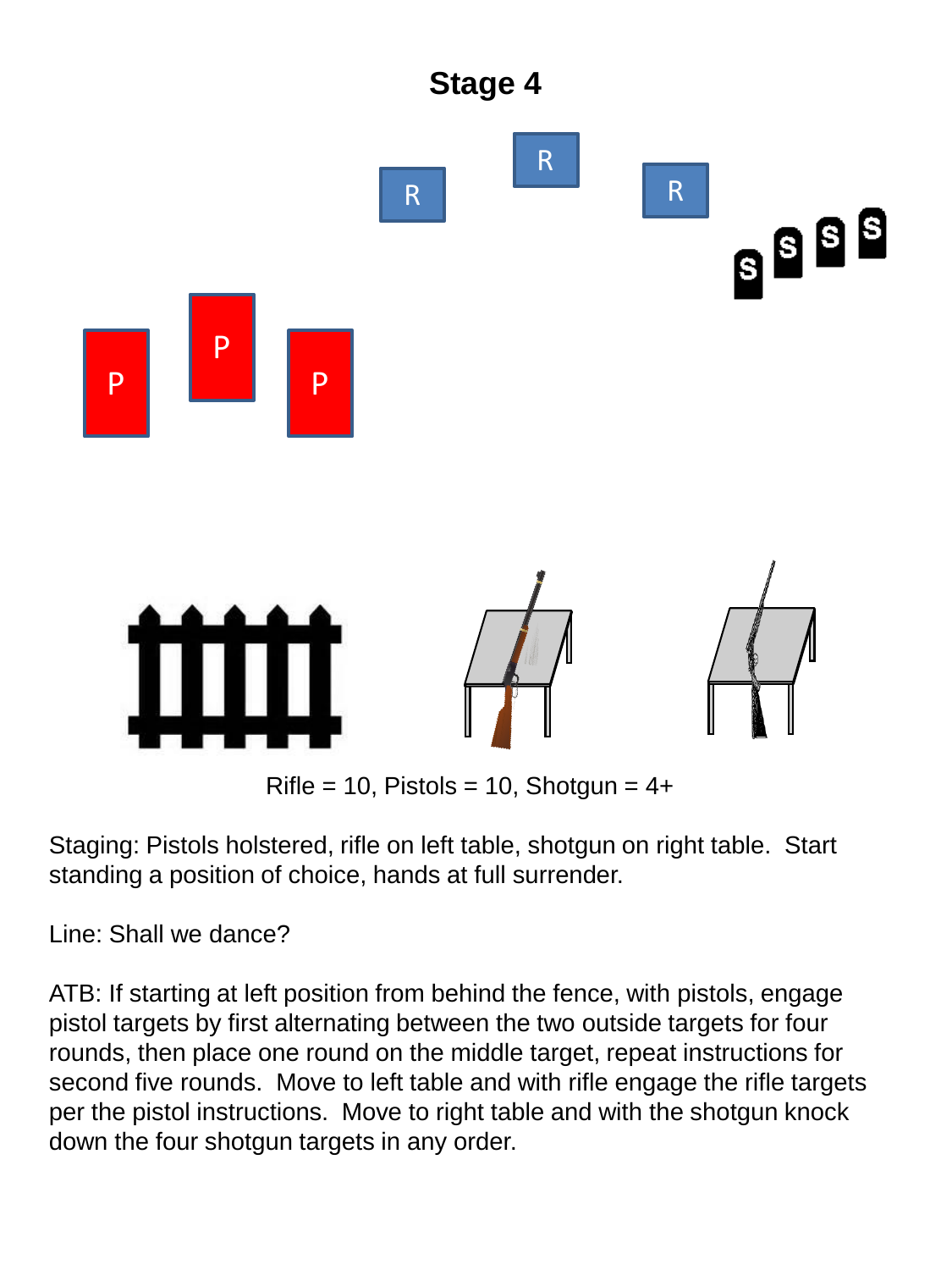# Stage 4

Rifle = 10, Pistols = 10, Shotgun = 4+

Staging: Pistols holstered, rifle on left table, shotgun on right table. Start standing a position of choice, hands at full surrender.

Line: Shall we dance?

ATB: If starting at left position from behind the fence, with pistols, engage pistol targets by first alternating between the two outside targets for four rounds, then place one round on the middle target, repeat instructions for second five rounds. Move to left table and with rifle engage the rifle targets per the pistol instructions. Move to right table and with the shotgun knock down the four shotgun targets in any order.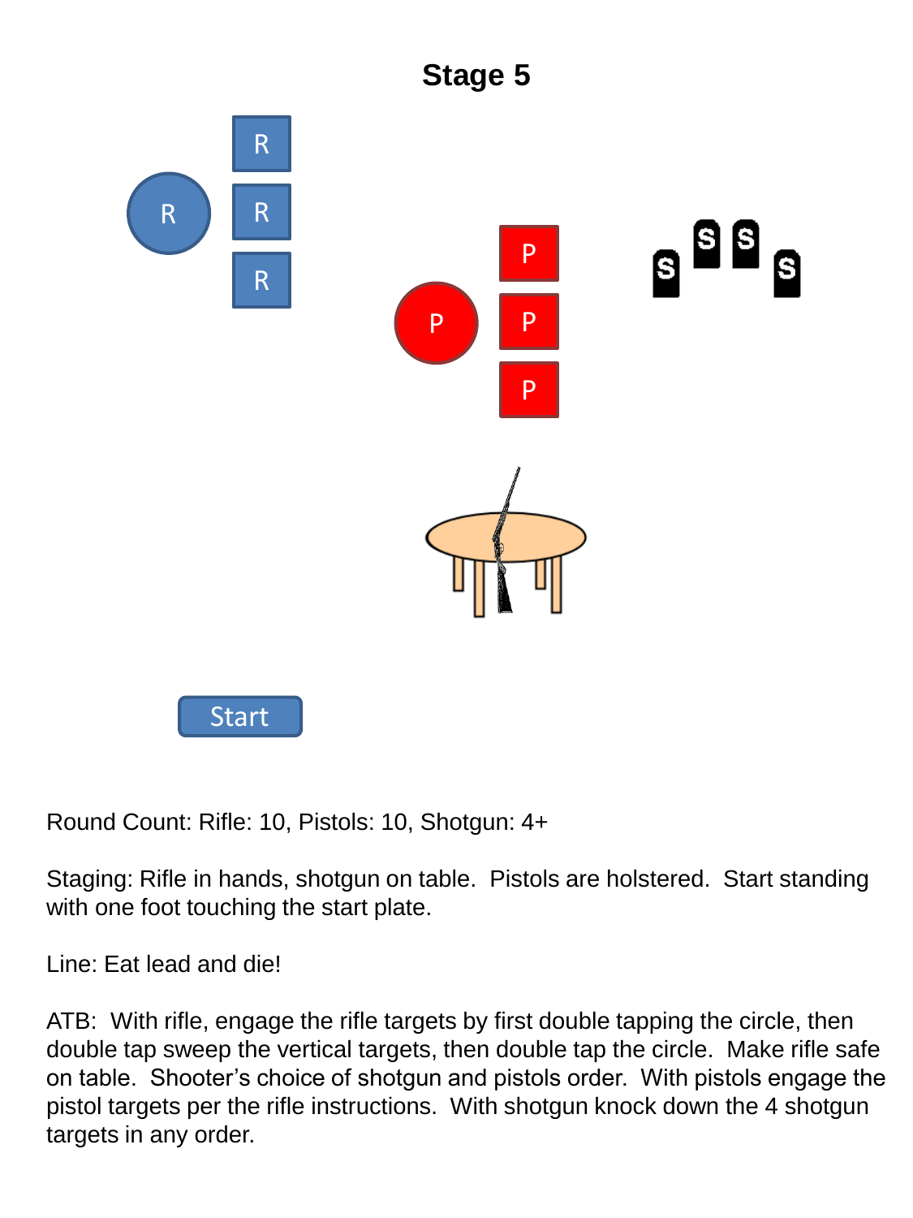# Stage 5

R

R

R

R

P

P

P

P

S S S S

Start

Round Count: Rifle: 10, Pistols: 10, Shotgun: 4+

Staging: Rifle in hands, shotgun on table. Pistols are holstered. Start standing with one foot touching the start plate.

Line: Eat lead and die!

ATB: With rifle, engage the rifle targets by first double tapping the circle, then double tap sweep the vertical targets, then double tap the circle. Make rifle safe on table. Shooter's choice of shotgun and pistols order. With pistols engage the pistol targets per the rifle instructions. With shotgun knock down the 4 shotgun targets in any order.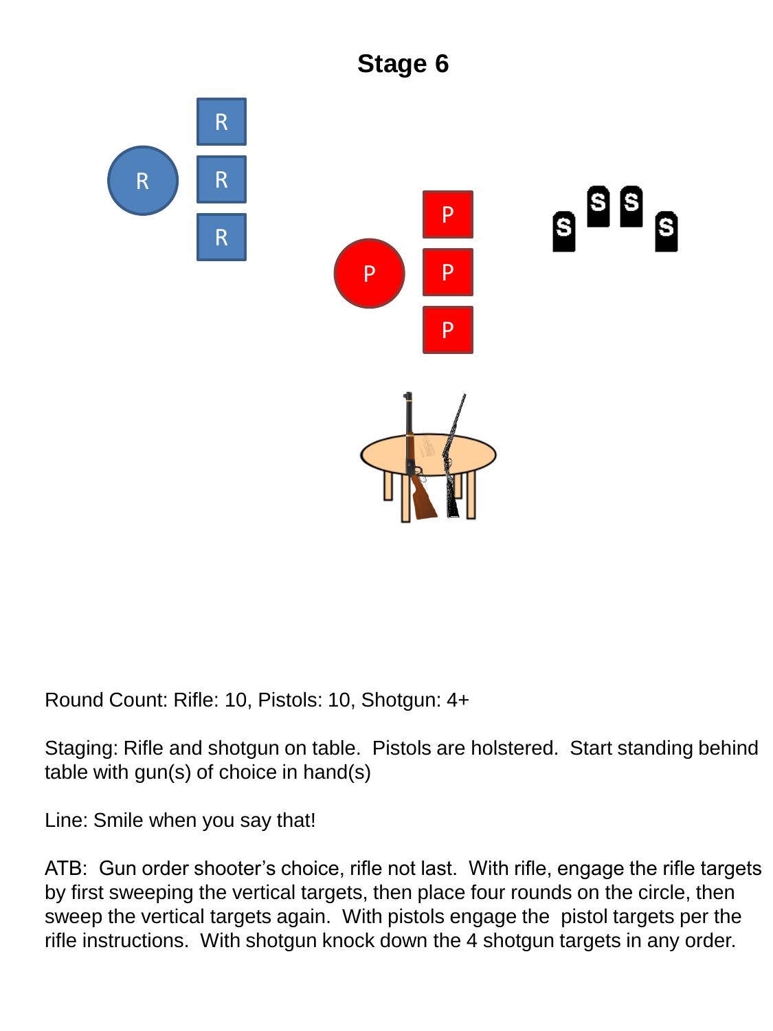# Stage 6

Round Count: Rifle: 10, Pistols: 10, Shotgun: 4+

Staging: Rifle and shotgun on table. Pistols are holstered. Start standing behind table with gun(s) of choice in hand(s)

Line: Smile when you say that!

ATB: Gun order shooter's choice, rifle not last. With rifle, engage the rifle targets by first sweeping the vertical targets, then place four rounds on the circle, then sweep the vertical targets again. With pistols engage the pistol targets per the rifle instructions. With shotgun knock down the 4 shotgun targets in any order.